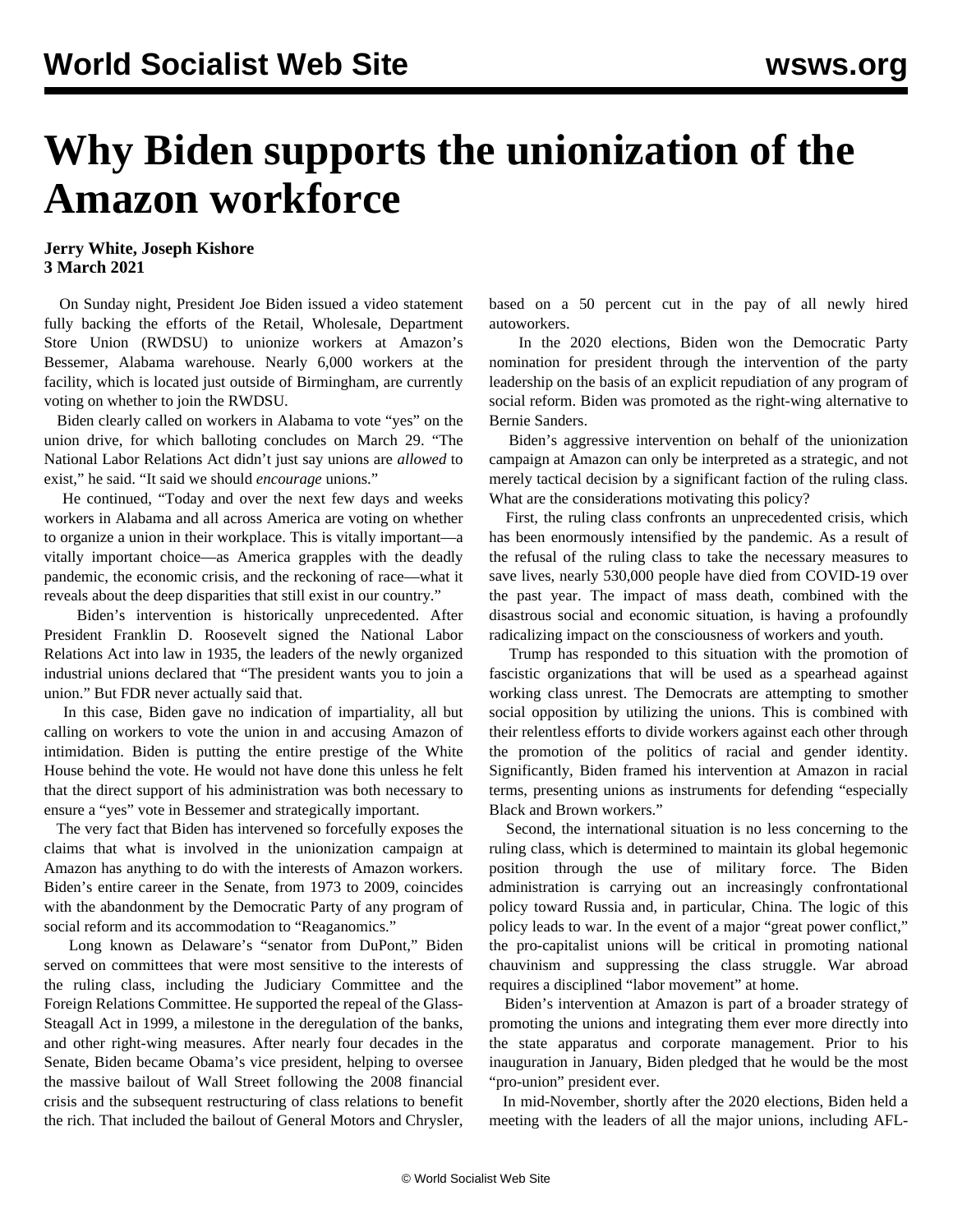# Why Biden supports the unionization of the Amazon workforce

**Jerry White, Joseph Kishore**
**3 March 2021**

On Sunday night, President Joe Biden issued a video statement fully backing the efforts of the Retail, Wholesale, Department Store Union (RWDSU) to unionize workers at Amazon's Bessemer, Alabama warehouse. Nearly 6,000 workers at the facility, which is located just outside of Birmingham, are currently voting on whether to join the RWDSU.

Biden clearly called on workers in Alabama to vote "yes" on the union drive, for which balloting concludes on March 29. "The National Labor Relations Act didn't just say unions are *allowed* to exist," he said. "It said we should *encourage* unions."

He continued, "Today and over the next few days and weeks workers in Alabama and all across America are voting on whether to organize a union in their workplace. This is vitally important—a vitally important choice—as America grapples with the deadly pandemic, the economic crisis, and the reckoning of race—what it reveals about the deep disparities that still exist in our country."

Biden's intervention is historically unprecedented. After President Franklin D. Roosevelt signed the National Labor Relations Act into law in 1935, the leaders of the newly organized industrial unions declared that "The president wants you to join a union." But FDR never actually said that.

In this case, Biden gave no indication of impartiality, all but calling on workers to vote the union in and accusing Amazon of intimidation. Biden is putting the entire prestige of the White House behind the vote. He would not have done this unless he felt that the direct support of his administration was both necessary to ensure a "yes" vote in Bessemer and strategically important.

The very fact that Biden has intervened so forcefully exposes the claims that what is involved in the unionization campaign at Amazon has anything to do with the interests of Amazon workers. Biden's entire career in the Senate, from 1973 to 2009, coincides with the abandonment by the Democratic Party of any program of social reform and its accommodation to "Reaganomics."

Long known as Delaware's "senator from DuPont," Biden served on committees that were most sensitive to the interests of the ruling class, including the Judiciary Committee and the Foreign Relations Committee. He supported the repeal of the Glass-Steagall Act in 1999, a milestone in the deregulation of the banks, and other right-wing measures. After nearly four decades in the Senate, Biden became Obama's vice president, helping to oversee the massive bailout of Wall Street following the 2008 financial crisis and the subsequent restructuring of class relations to benefit the rich. That included the bailout of General Motors and Chrysler, based on a 50 percent cut in the pay of all newly hired autoworkers.

In the 2020 elections, Biden won the Democratic Party nomination for president through the intervention of the party leadership on the basis of an explicit repudiation of any program of social reform. Biden was promoted as the right-wing alternative to Bernie Sanders.

Biden's aggressive intervention on behalf of the unionization campaign at Amazon can only be interpreted as a strategic, and not merely tactical decision by a significant faction of the ruling class. What are the considerations motivating this policy?

First, the ruling class confronts an unprecedented crisis, which has been enormously intensified by the pandemic. As a result of the refusal of the ruling class to take the necessary measures to save lives, nearly 530,000 people have died from COVID-19 over the past year. The impact of mass death, combined with the disastrous social and economic situation, is having a profoundly radicalizing impact on the consciousness of workers and youth.

Trump has responded to this situation with the promotion of fascistic organizations that will be used as a spearhead against working class unrest. The Democrats are attempting to smother social opposition by utilizing the unions. This is combined with their relentless efforts to divide workers against each other through the promotion of the politics of racial and gender identity. Significantly, Biden framed his intervention at Amazon in racial terms, presenting unions as instruments for defending "especially Black and Brown workers."

Second, the international situation is no less concerning to the ruling class, which is determined to maintain its global hegemonic position through the use of military force. The Biden administration is carrying out an increasingly confrontational policy toward Russia and, in particular, China. The logic of this policy leads to war. In the event of a major "great power conflict," the pro-capitalist unions will be critical in promoting national chauvinism and suppressing the class struggle. War abroad requires a disciplined "labor movement" at home.

Biden's intervention at Amazon is part of a broader strategy of promoting the unions and integrating them ever more directly into the state apparatus and corporate management. Prior to his inauguration in January, Biden pledged that he would be the most "pro-union" president ever.

In mid-November, shortly after the 2020 elections, Biden held a meeting with the leaders of all the major unions, including AFL-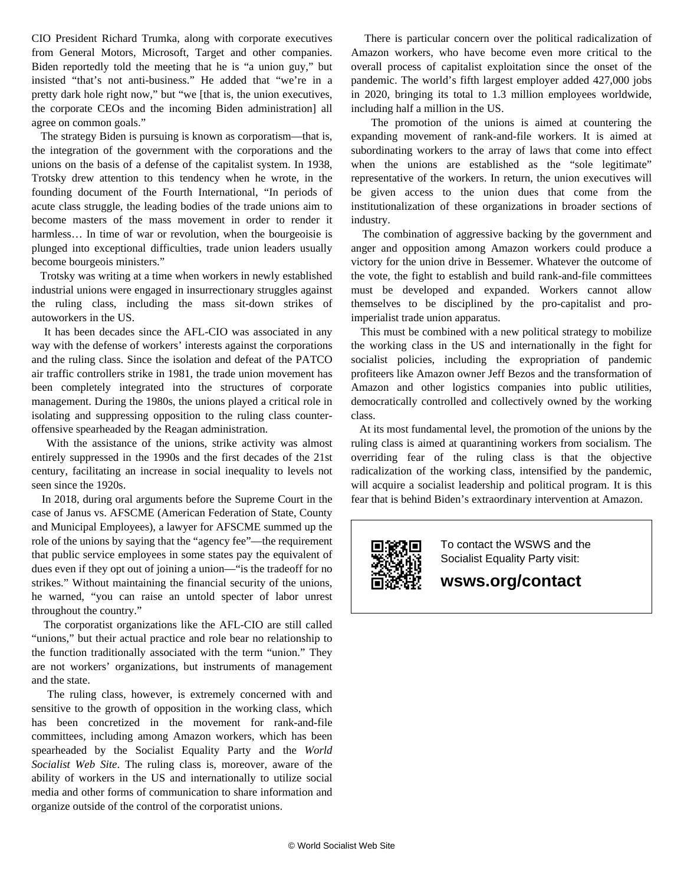CIO President Richard Trumka, along with corporate executives from General Motors, Microsoft, Target and other companies. Biden reportedly told the meeting that he is "a union guy," but insisted "that's not anti-business." He added that "we're in a pretty dark hole right now," but "we [that is, the union executives, the corporate CEOs and the incoming Biden administration] all agree on common goals."

The strategy Biden is pursuing is known as corporatism—that is, the integration of the government with the corporations and the unions on the basis of a defense of the capitalist system. In 1938, Trotsky drew attention to this tendency when he wrote, in the founding document of the Fourth International, "In periods of acute class struggle, the leading bodies of the trade unions aim to become masters of the mass movement in order to render it harmless… In time of war or revolution, when the bourgeoisie is plunged into exceptional difficulties, trade union leaders usually become bourgeois ministers."

Trotsky was writing at a time when workers in newly established industrial unions were engaged in insurrectionary struggles against the ruling class, including the mass sit-down strikes of autoworkers in the US.

It has been decades since the AFL-CIO was associated in any way with the defense of workers' interests against the corporations and the ruling class. Since the isolation and defeat of the PATCO air traffic controllers strike in 1981, the trade union movement has been completely integrated into the structures of corporate management. During the 1980s, the unions played a critical role in isolating and suppressing opposition to the ruling class counter-offensive spearheaded by the Reagan administration.

With the assistance of the unions, strike activity was almost entirely suppressed in the 1990s and the first decades of the 21st century, facilitating an increase in social inequality to levels not seen since the 1920s.

In 2018, during oral arguments before the Supreme Court in the case of Janus vs. AFSCME (American Federation of State, County and Municipal Employees), a lawyer for AFSCME summed up the role of the unions by saying that the "agency fee"—the requirement that public service employees in some states pay the equivalent of dues even if they opt out of joining a union—"is the tradeoff for no strikes." Without maintaining the financial security of the unions, he warned, "you can raise an untold specter of labor unrest throughout the country."

The corporatist organizations like the AFL-CIO are still called "unions," but their actual practice and role bear no relationship to the function traditionally associated with the term "union." They are not workers' organizations, but instruments of management and the state.

The ruling class, however, is extremely concerned with and sensitive to the growth of opposition in the working class, which has been concretized in the movement for rank-and-file committees, including among Amazon workers, which has been spearheaded by the Socialist Equality Party and the *World Socialist Web Site*. The ruling class is, moreover, aware of the ability of workers in the US and internationally to utilize social media and other forms of communication to share information and organize outside of the control of the corporatist unions.

There is particular concern over the political radicalization of Amazon workers, who have become even more critical to the overall process of capitalist exploitation since the onset of the pandemic. The world's fifth largest employer added 427,000 jobs in 2020, bringing its total to 1.3 million employees worldwide, including half a million in the US.

The promotion of the unions is aimed at countering the expanding movement of rank-and-file workers. It is aimed at subordinating workers to the array of laws that come into effect when the unions are established as the "sole legitimate" representative of the workers. In return, the union executives will be given access to the union dues that come from the institutionalization of these organizations in broader sections of industry.

The combination of aggressive backing by the government and anger and opposition among Amazon workers could produce a victory for the union drive in Bessemer. Whatever the outcome of the vote, the fight to establish and build rank-and-file committees must be developed and expanded. Workers cannot allow themselves to be disciplined by the pro-capitalist and pro-imperialist trade union apparatus.

This must be combined with a new political strategy to mobilize the working class in the US and internationally in the fight for socialist policies, including the expropriation of pandemic profiteers like Amazon owner Jeff Bezos and the transformation of Amazon and other logistics companies into public utilities, democratically controlled and collectively owned by the working class.

At its most fundamental level, the promotion of the unions by the ruling class is aimed at quarantining workers from socialism. The overriding fear of the ruling class is that the objective radicalization of the working class, intensified by the pandemic, will acquire a socialist leadership and political program. It is this fear that is behind Biden's extraordinary intervention at Amazon.

To contact the WSWS and the Socialist Equality Party visit:

**wsws.org/contact**